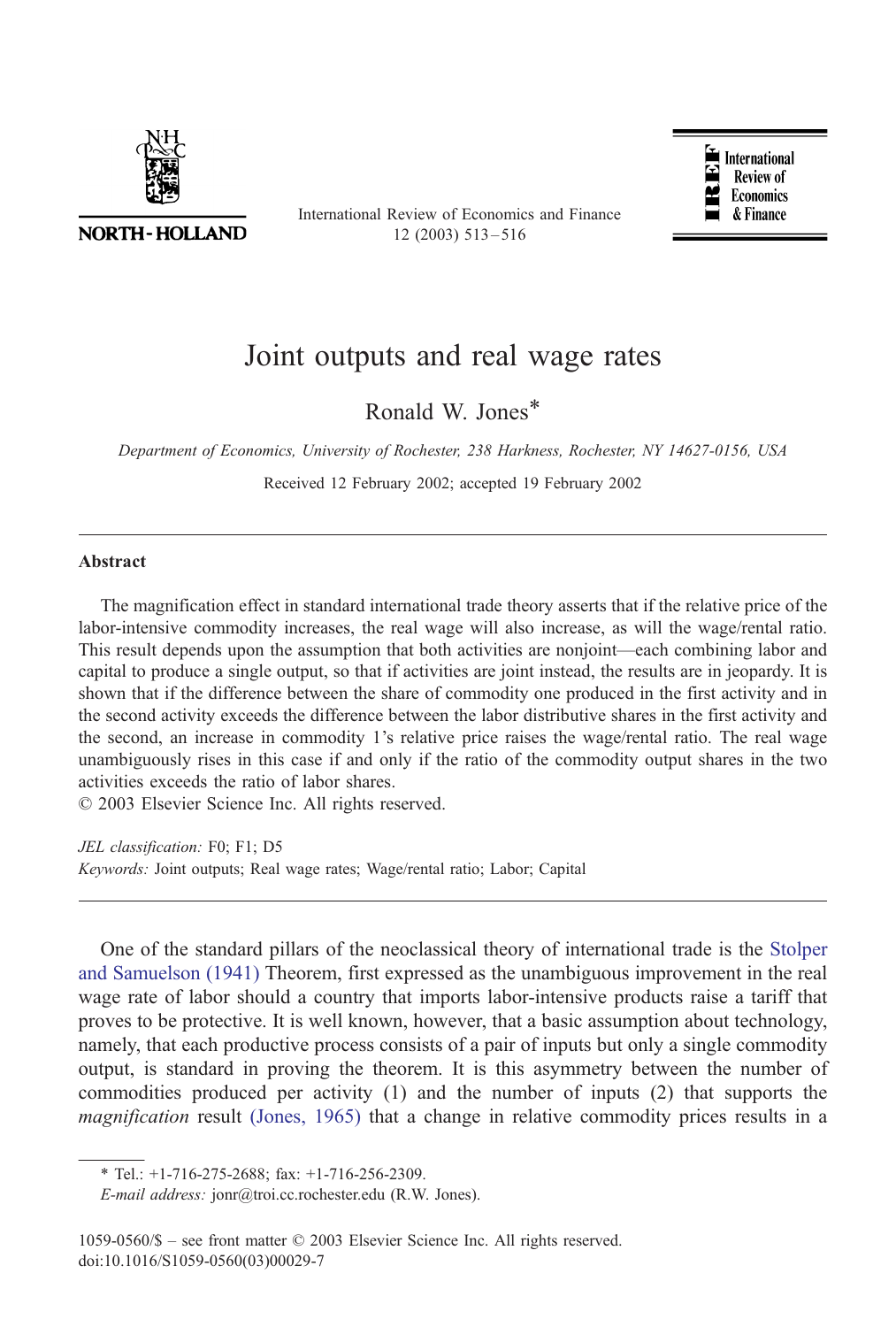# Joint outputs and real wage rates

Ronald W. Jones*

*Department of Economics, University of Rochester, 238 Harkness, Rochester, NY 14627-0156, USA*

Received 12 February 2002; accepted 19 February 2002

## Abstract

The magnification effect in standard international trade theory asserts that if the relative price of the labor-intensive commodity increases, the real wage will also increase, as will the wage/rental ratio. This result depends upon the assumption that both activities are nonjoint—each combining labor and capital to produce a single output, so that if activities are joint instead, the results are in jeopardy. It is shown that if the difference between the share of commodity one produced in the first activity and in the second activity exceeds the difference between the labor distributive shares in the first activity and the second, an increase in commodity 1's relative price raises the wage/rental ratio. The real wage unambiguously rises in this case if and only if the ratio of the commodity output shares in the two activities exceeds the ratio of labor shares.

© 2003 Elsevier Science Inc. All rights reserved.

*JEL classification:* F0; F1; D5

*Keywords:* Joint outputs; Real wage rates; Wage/rental ratio; Labor; Capital

One of the standard pillars of the neoclassical theory of international trade is the Stolper and Samuelson (1941) Theorem, first expressed as the unambiguous improvement in the real wage rate of labor should a country that imports labor-intensive products raise a tariff that proves to be protective. It is well known, however, that a basic assumption about technology, namely, that each productive process consists of a pair of inputs but only a single commodity output, is standard in proving the theorem. It is this asymmetry between the number of commodities produced per activity (1) and the number of inputs (2) that supports the *magnification* result (Jones, 1965) that a change in relative commodity prices results in a

* Tel.: +1-716-275-2688; fax: +1-716-256-2309.

*E-mail address:* jonr@troi.cc.rochester.edu (R.W. Jones).

1059-0560/$ – see front matter © 2003 Elsevier Science Inc. All rights reserved.
doi:10.1016/S1059-0560(03)00029-7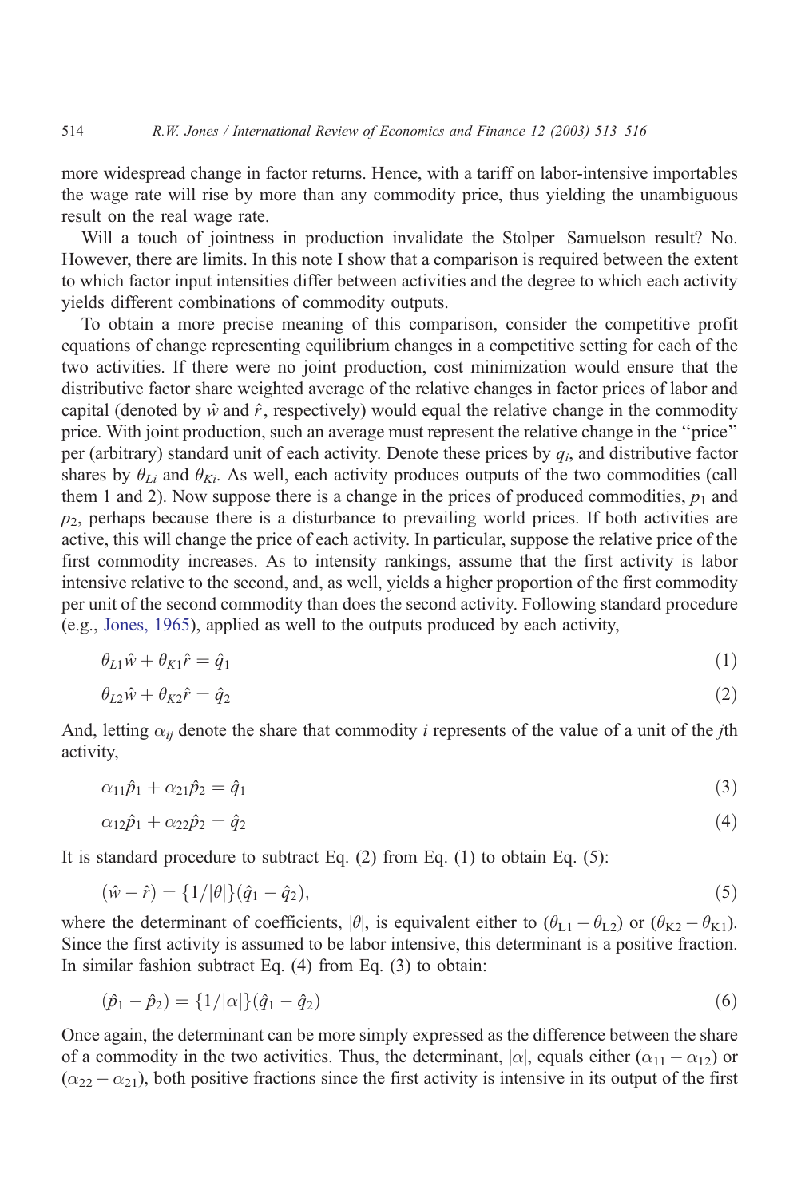more widespread change in factor returns. Hence, with a tariff on labor-intensive importables the wage rate will rise by more than any commodity price, thus yielding the unambiguous result on the real wage rate.

Will a touch of jointness in production invalidate the Stolper–Samuelson result? No. However, there are limits. In this note I show that a comparison is required between the extent to which factor input intensities differ between activities and the degree to which each activity yields different combinations of commodity outputs.

To obtain a more precise meaning of this comparison, consider the competitive profit equations of change representing equilibrium changes in a competitive setting for each of the two activities. If there were no joint production, cost minimization would ensure that the distributive factor share weighted average of the relative changes in factor prices of labor and capital (denoted by $\hat{w}$ and $\hat{r}$, respectively) would equal the relative change in the commodity price. With joint production, such an average must represent the relative change in the "price" per (arbitrary) standard unit of each activity. Denote these prices by $q_i$, and distributive factor shares by $\theta_{Li}$ and $\theta_{Ki}$. As well, each activity produces outputs of the two commodities (call them 1 and 2). Now suppose there is a change in the prices of produced commodities, $p_1$ and $p_2$, perhaps because there is a disturbance to prevailing world prices. If both activities are active, this will change the price of each activity. In particular, suppose the relative price of the first commodity increases. As to intensity rankings, assume that the first activity is labor intensive relative to the second, and, as well, yields a higher proportion of the first commodity per unit of the second commodity than does the second activity. Following standard procedure (e.g., Jones, 1965), applied as well to the outputs produced by each activity,

$$\theta_{L1}\hat{w} + \theta_{K1}\hat{r} = \hat{q}_1 \tag{1}$$

$$\theta_{L2}\hat{w} + \theta_{K2}\hat{r} = \hat{q}_2 \tag{2}$$

And, letting $\alpha_{ij}$ denote the share that commodity $i$ represents of the value of a unit of the $j$th activity,

$$\alpha_{11}\hat{p}_1 + \alpha_{21}\hat{p}_2 = \hat{q}_1 \tag{3}$$

$$\alpha_{12}\hat{p}_1 + \alpha_{22}\hat{p}_2 = \hat{q}_2 \tag{4}$$

It is standard procedure to subtract Eq. (2) from Eq. (1) to obtain Eq. (5):

$$(\hat{w} - \hat{r}) = \{1/|\theta|\}(\hat{q}_1 - \hat{q}_2), \tag{5}$$

where the determinant of coefficients, $|\theta|$, is equivalent either to $(\theta_{L1} - \theta_{L2})$ or $(\theta_{K2} - \theta_{K1})$. Since the first activity is assumed to be labor intensive, this determinant is a positive fraction. In similar fashion subtract Eq. (4) from Eq. (3) to obtain:

$$(\hat{p}_1 - \hat{p}_2) = \{1/|\alpha|\}(\hat{q}_1 - \hat{q}_2) \tag{6}$$

Once again, the determinant can be more simply expressed as the difference between the share of a commodity in the two activities. Thus, the determinant, $|\alpha|$, equals either $(\alpha_{11} - \alpha_{12})$ or $(\alpha_{22} - \alpha_{21})$, both positive fractions since the first activity is intensive in its output of the first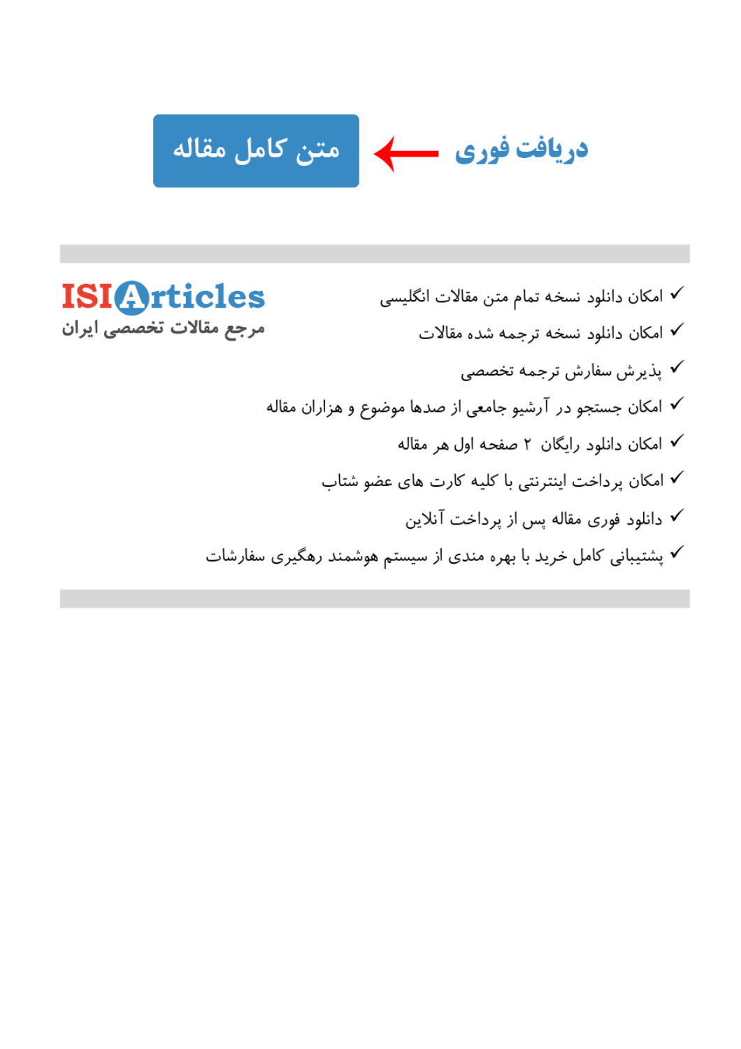دریافت فوری ← **متن کامل مقاله**

**ISIArticles**
مرجع مقالات تخصصی ایران

- ✓ امکان دانلود نسخه تمام متن مقالات انگلیسی
- ✓ امکان دانلود نسخه ترجمه شده مقالات
- ✓ پذیرش سفارش ترجمه تخصصی
- ✓ امکان جستجو در آرشیو جامعی از صدها موضوع و هزاران مقاله
- ✓ امکان دانلود رایگان ۲ صفحه اول هر مقاله
- ✓ امکان پرداخت اینترنتی با کلیه کارت های عضو شتاب
- ✓ دانلود فوری مقاله پس از پرداخت آنلاین
- ✓ پشتیبانی کامل خرید با بهره مندی از سیستم هوشمند رهگیری سفارشات